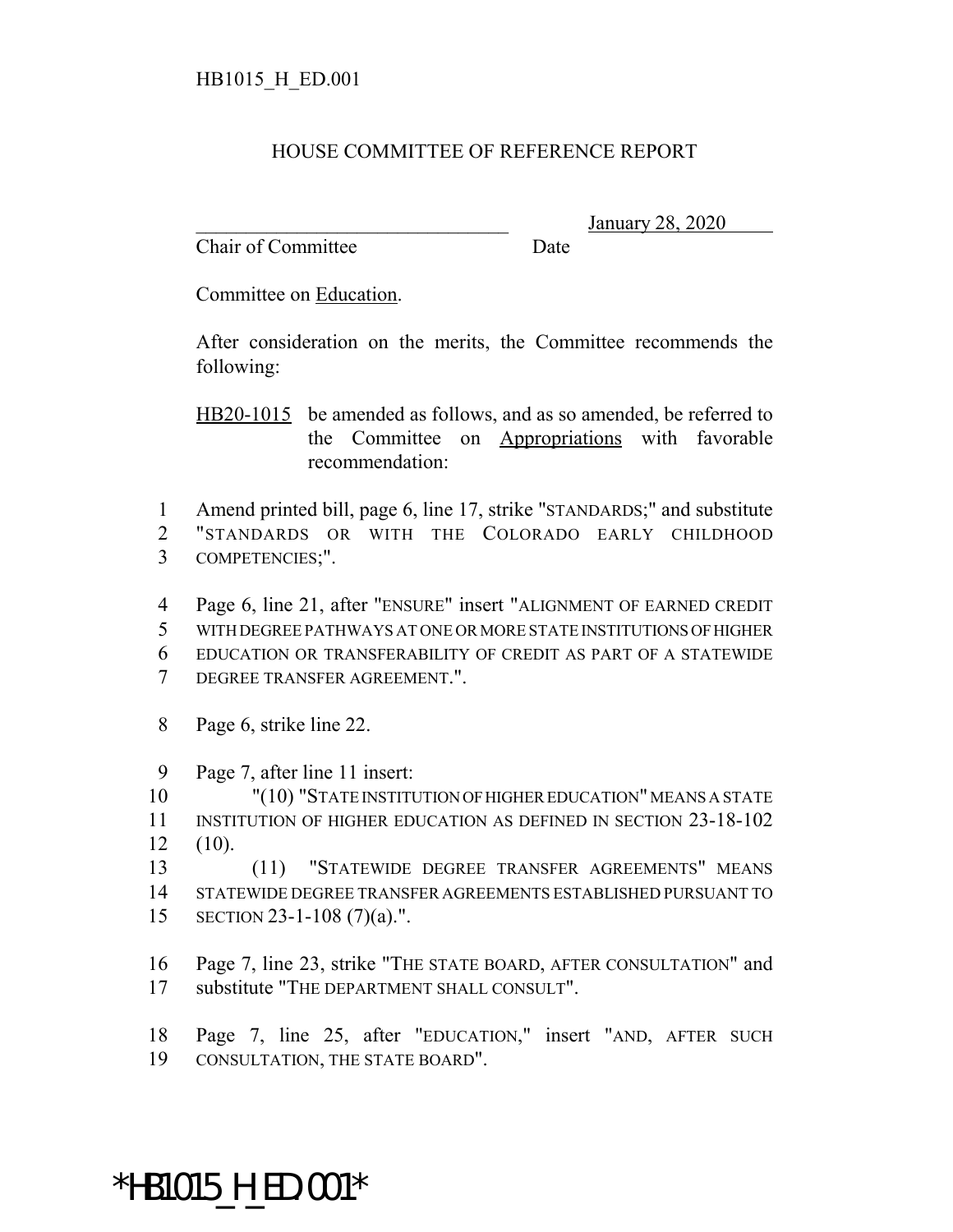HB1015_H_ED.001

# HOUSE COMMITTEE OF REFERENCE REPORT

________________________________ January 28, 2020

Chair of Committee Date

Committee on Education.

After consideration on the merits, the Committee recommends the following:

HB20-1015 be amended as follows, and as so amended, be referred to the Committee on Appropriations with favorable recommendation:

1 Amend printed bill, page 6, line 17, strike "STANDARDS;" and substitute
2 "STANDARDS OR WITH THE COLORADO EARLY CHILDHOOD
3 COMPETENCIES;".

4 Page 6, line 21, after "ENSURE" insert "ALIGNMENT OF EARNED CREDIT
5 WITH DEGREE PATHWAYS AT ONE OR MORE STATE INSTITUTIONS OF HIGHER
6 EDUCATION OR TRANSFERABILITY OF CREDIT AS PART OF A STATEWIDE
7 DEGREE TRANSFER AGREEMENT.".

8 Page 6, strike line 22.

9 Page 7, after line 11 insert:

10 "(10) "STATE INSTITUTION OF HIGHER EDUCATION" MEANS A STATE
11 INSTITUTION OF HIGHER EDUCATION AS DEFINED IN SECTION 23-18-102
12 (10).

13 (11) "STATEWIDE DEGREE TRANSFER AGREEMENTS" MEANS
14 STATEWIDE DEGREE TRANSFER AGREEMENTS ESTABLISHED PURSUANT TO
15 SECTION 23-1-108 (7)(a).".

16 Page 7, line 23, strike "THE STATE BOARD, AFTER CONSULTATION" and
17 substitute "THE DEPARTMENT SHALL CONSULT".

18 Page 7, line 25, after "EDUCATION," insert "AND, AFTER SUCH
19 CONSULTATION, THE STATE BOARD".

*HB1015_H_ED.001*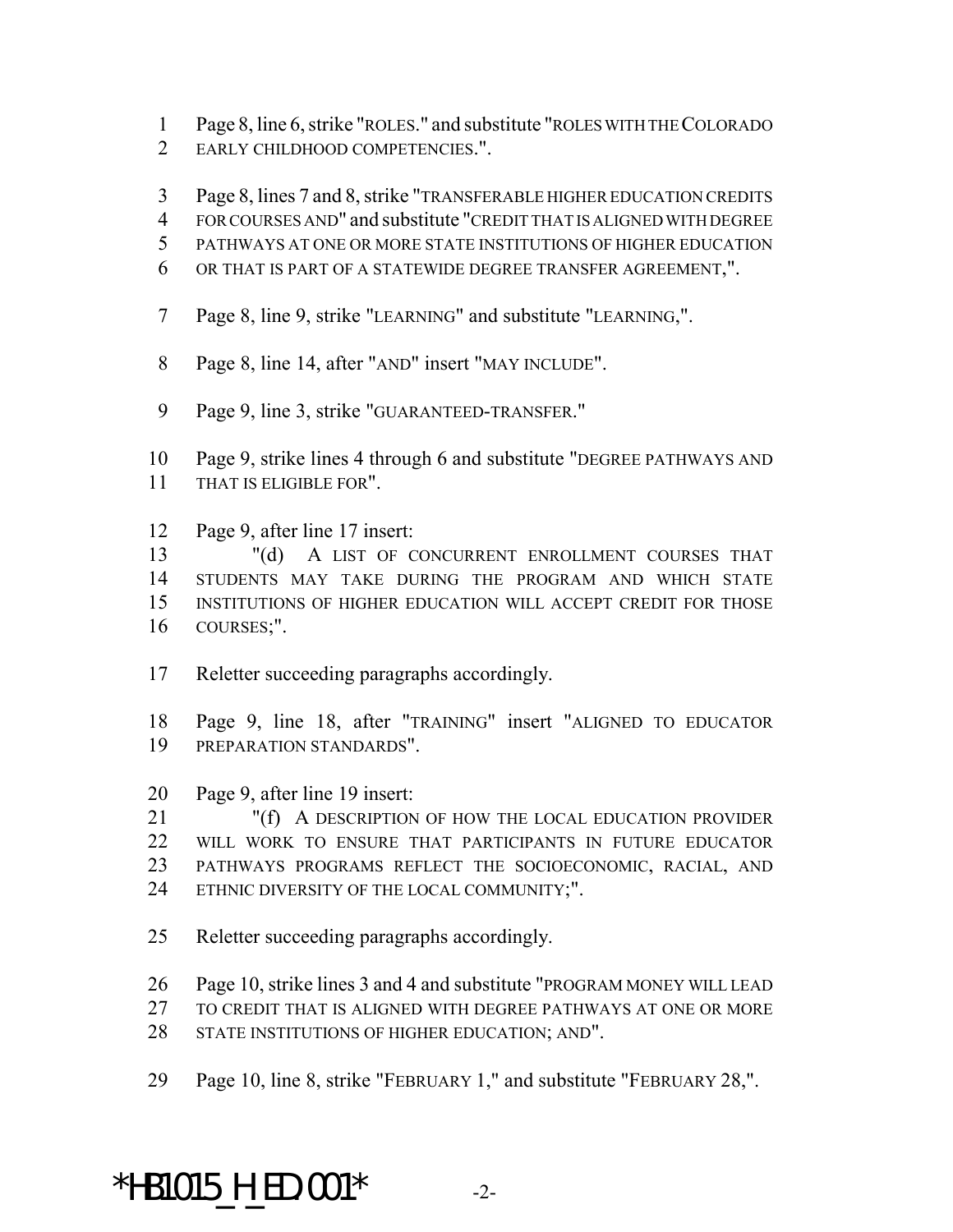Page 8, line 6, strike "ROLES." and substitute "ROLES WITH THE COLORADO EARLY CHILDHOOD COMPETENCIES.".

Page 8, lines 7 and 8, strike "TRANSFERABLE HIGHER EDUCATION CREDITS FOR COURSES AND" and substitute "CREDIT THAT IS ALIGNED WITH DEGREE PATHWAYS AT ONE OR MORE STATE INSTITUTIONS OF HIGHER EDUCATION OR THAT IS PART OF A STATEWIDE DEGREE TRANSFER AGREEMENT,".

Page 8, line 9, strike "LEARNING" and substitute "LEARNING,".

Page 8, line 14, after "AND" insert "MAY INCLUDE".

Page 9, line 3, strike "GUARANTEED-TRANSFER."

Page 9, strike lines 4 through 6 and substitute "DEGREE PATHWAYS AND THAT IS ELIGIBLE FOR".

Page 9, after line 17 insert:

"(d) A LIST OF CONCURRENT ENROLLMENT COURSES THAT STUDENTS MAY TAKE DURING THE PROGRAM AND WHICH STATE INSTITUTIONS OF HIGHER EDUCATION WILL ACCEPT CREDIT FOR THOSE COURSES;".

Reletter succeeding paragraphs accordingly.

Page 9, line 18, after "TRAINING" insert "ALIGNED TO EDUCATOR PREPARATION STANDARDS".

Page 9, after line 19 insert:

"(f) A DESCRIPTION OF HOW THE LOCAL EDUCATION PROVIDER WILL WORK TO ENSURE THAT PARTICIPANTS IN FUTURE EDUCATOR PATHWAYS PROGRAMS REFLECT THE SOCIOECONOMIC, RACIAL, AND ETHNIC DIVERSITY OF THE LOCAL COMMUNITY;".

Reletter succeeding paragraphs accordingly.

Page 10, strike lines 3 and 4 and substitute "PROGRAM MONEY WILL LEAD TO CREDIT THAT IS ALIGNED WITH DEGREE PATHWAYS AT ONE OR MORE STATE INSTITUTIONS OF HIGHER EDUCATION; AND".

Page 10, line 8, strike "FEBRUARY 1," and substitute "FEBRUARY 28,".

*HB1015_H_ED.001*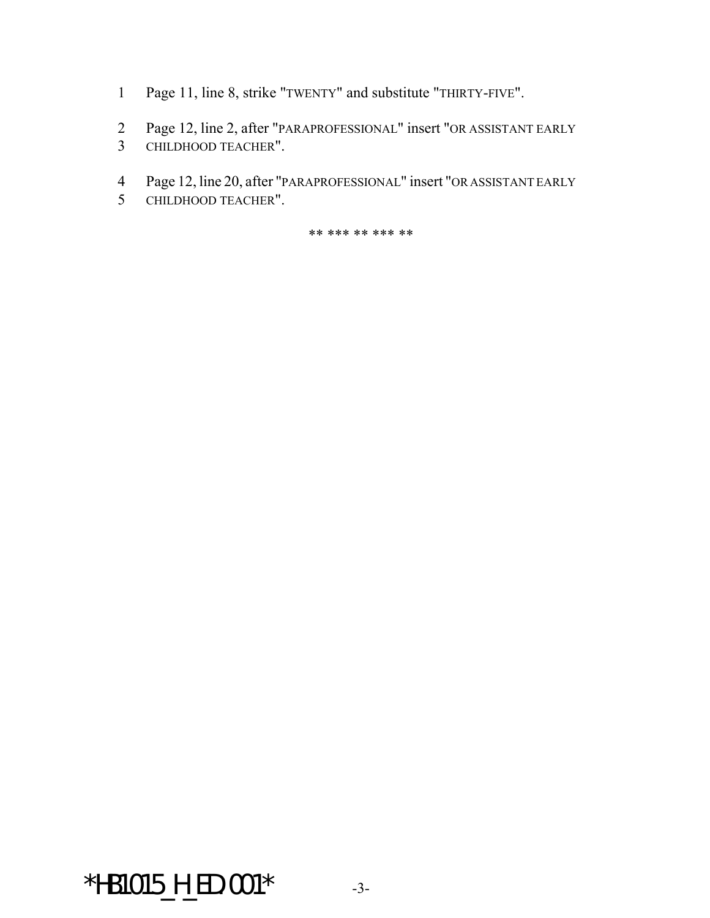1 Page 11, line 8, strike "TWENTY" and substitute "THIRTY-FIVE".

2 Page 12, line 2, after "PARAPROFESSIONAL" insert "OR ASSISTANT EARLY
3 CHILDHOOD TEACHER".

4 Page 12, line 20, after "PARAPROFESSIONAL" insert "OR ASSISTANT EARLY
5 CHILDHOOD TEACHER".

** *** ** *** **

*HB1015_H_ED.001*